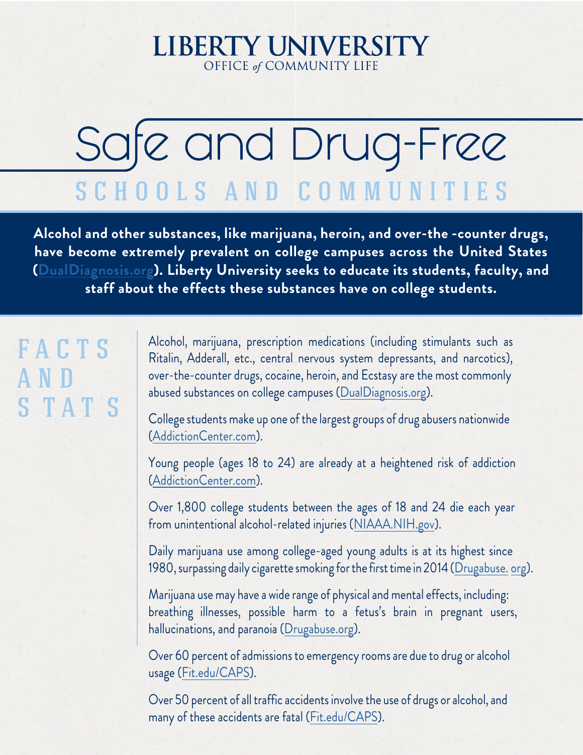# LIBERTY UNIVERSITY

OFFICE *of* COMMUNITY LIFE

# Safe and Drug-Free

## SCHOOLS AND COMMUNITIES

**Alcohol and other substances, like marijuana, heroin, and over-the -counter drugs, have become extremely prevalent on college campuses across the United States (DualDiagnosis.org). Liberty University seeks to educate its students, faculty, and staff about the effects these substances have on college students.**

## FACTS AND STATS

Alcohol, marijuana, prescription medications (including stimulants such as Ritalin, Adderall, etc., central nervous system depressants, and narcotics), over-the-counter drugs, cocaine, heroin, and Ecstasy are the most commonly abused substances on college campuses (DualDiagnosis.org).

College students make up one of the largest groups of drug abusers nationwide (AddictionCenter.com).

Young people (ages 18 to 24) are already at a heightened risk of addiction (AddictionCenter.com).

Over 1,800 college students between the ages of 18 and 24 die each year from unintentional alcohol-related injuries (NIAAA.NIH.gov).

Daily marijuana use among college-aged young adults is at its highest since 1980, surpassing daily cigarette smoking for the first time in 2014 (Drugabuse. org).

Marijuana use may have a wide range of physical and mental effects, including: breathing illnesses, possible harm to a fetus's brain in pregnant users, hallucinations, and paranoia (Drugabuse.org).

Over 60 percent of admissions to emergency rooms are due to drug or alcohol usage (Fit.edu/CAPS).

Over 50 percent of all traffic accidents involve the use of drugs or alcohol, and many of these accidents are fatal (Fit.edu/CAPS).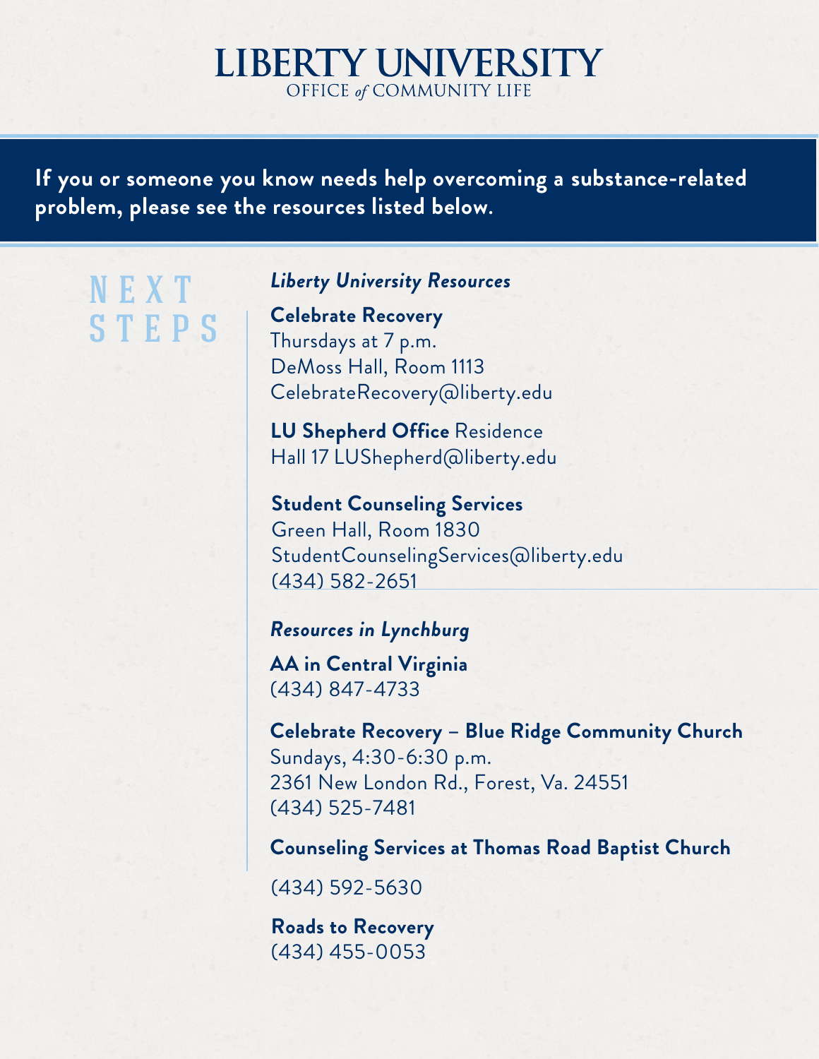# LIBERTY UNIVERSITY

OFFICE *of* COMMUNITY LIFE

**If you or someone you know needs help overcoming a substance-related problem, please see the resources listed below.**

## NEXT STEPS

### *Liberty University Resources*

**Celebrate Recovery**
Thursdays at 7 p.m.
DeMoss Hall, Room 1113
CelebrateRecovery@liberty.edu

**LU Shepherd Office** Residence Hall 17 LUShepherd@liberty.edu

**Student Counseling Services**
Green Hall, Room 1830
StudentCounselingServices@liberty.edu
(434) 582-2651

### *Resources in Lynchburg*

**AA in Central Virginia**
(434) 847-4733

**Celebrate Recovery – Blue Ridge Community Church**
Sundays, 4:30-6:30 p.m.
2361 New London Rd., Forest, Va. 24551
(434) 525-7481

**Counseling Services at Thomas Road Baptist Church**

(434) 592-5630

**Roads to Recovery**
(434) 455-0053